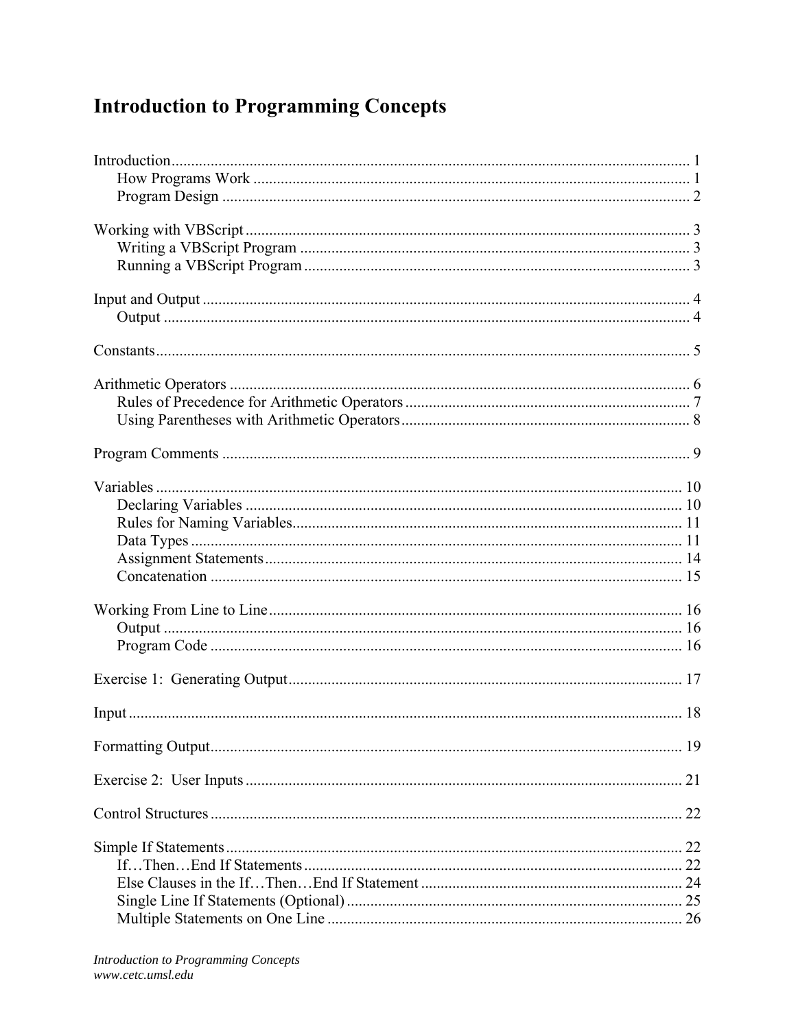# Introduction to Programming Concepts

Introduction .......... 1
- How Programs Work .......... 1
- Program Design .......... 2

Working with VBScript .......... 3
- Writing a VBScript Program .......... 3
- Running a VBScript Program .......... 3

Input and Output .......... 4
- Output .......... 4

Constants .......... 5

Arithmetic Operators .......... 6
- Rules of Precedence for Arithmetic Operators .......... 7
- Using Parentheses with Arithmetic Operators .......... 8

Program Comments .......... 9

Variables .......... 10
- Declaring Variables .......... 10
- Rules for Naming Variables .......... 11
- Data Types .......... 11
- Assignment Statements .......... 14
- Concatenation .......... 15

Working From Line to Line .......... 16
- Output .......... 16
- Program Code .......... 16

Exercise 1: Generating Output .......... 17

Input .......... 18

Formatting Output .......... 19

Exercise 2: User Inputs .......... 21

Control Structures .......... 22

Simple If Statements .......... 22
- If…Then…End If Statements .......... 22
- Else Clauses in the If…Then…End If Statement .......... 24
- Single Line If Statements (Optional) .......... 25
- Multiple Statements on One Line .......... 26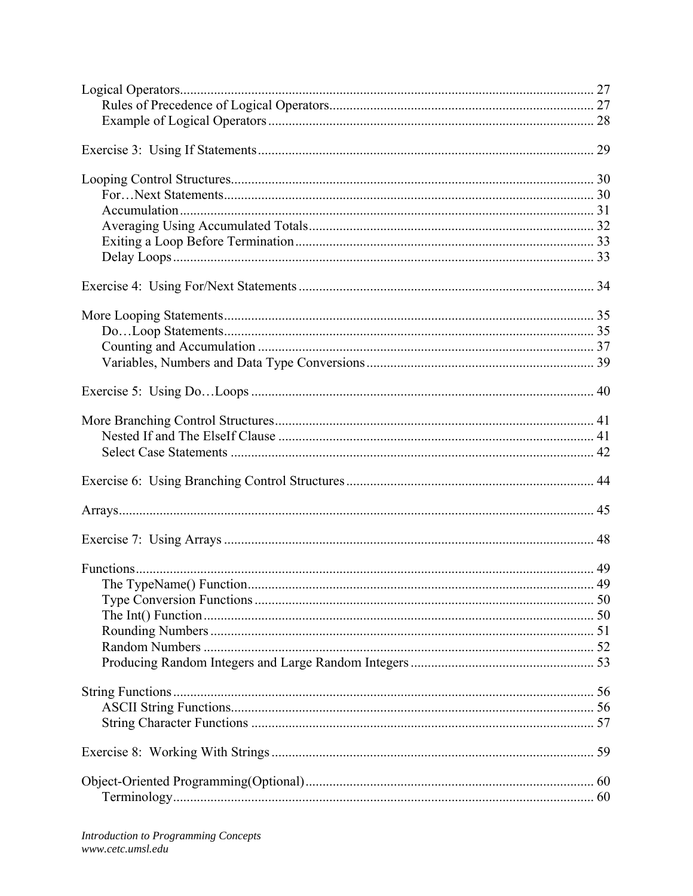Logical Operators ........................................................................................................ 27
    Rules of Precedence of Logical Operators ............................................................. 27
    Example of Logical Operators ............................................................................... 28

Exercise 3:  Using If Statements ................................................................................ 29

Looping Control Structures ........................................................................................ 30
    For…Next Statements ........................................................................................... 30
    Accumulation ........................................................................................................ 31
    Averaging Using Accumulated Totals .................................................................. 32
    Exiting a Loop Before Termination ...................................................................... 33
    Delay Loops .......................................................................................................... 33

Exercise 4:  Using For/Next Statements ..................................................................... 34

More Looping Statements ........................................................................................... 35
    Do…Loop Statements ........................................................................................... 35
    Counting and Accumulation ................................................................................. 37
    Variables, Numbers and Data Type Conversions .................................................. 39

Exercise 5:  Using Do…Loops ................................................................................... 40

More Branching Control Structures ............................................................................ 41
    Nested If and The ElseIf Clause ........................................................................... 41
    Select Case Statements ......................................................................................... 42

Exercise 6:  Using Branching Control Structures ....................................................... 44

Arrays .......................................................................................................................... 45

Exercise 7:  Using Arrays ........................................................................................... 48

Functions ..................................................................................................................... 49
    The TypeName() Function .................................................................................... 49
    Type Conversion Functions .................................................................................. 50
    The Int() Function ................................................................................................. 50
    Rounding Numbers ............................................................................................... 51
    Random Numbers ................................................................................................. 52
    Producing Random Integers and Large Random Integers ..................................... 53

String Functions .......................................................................................................... 56
    ASCII String Functions ......................................................................................... 56
    String Character Functions ................................................................................... 57

Exercise 8:  Working With Strings ............................................................................. 59

Object-Oriented Programming(Optional) ................................................................... 60
    Terminology .......................................................................................................... 60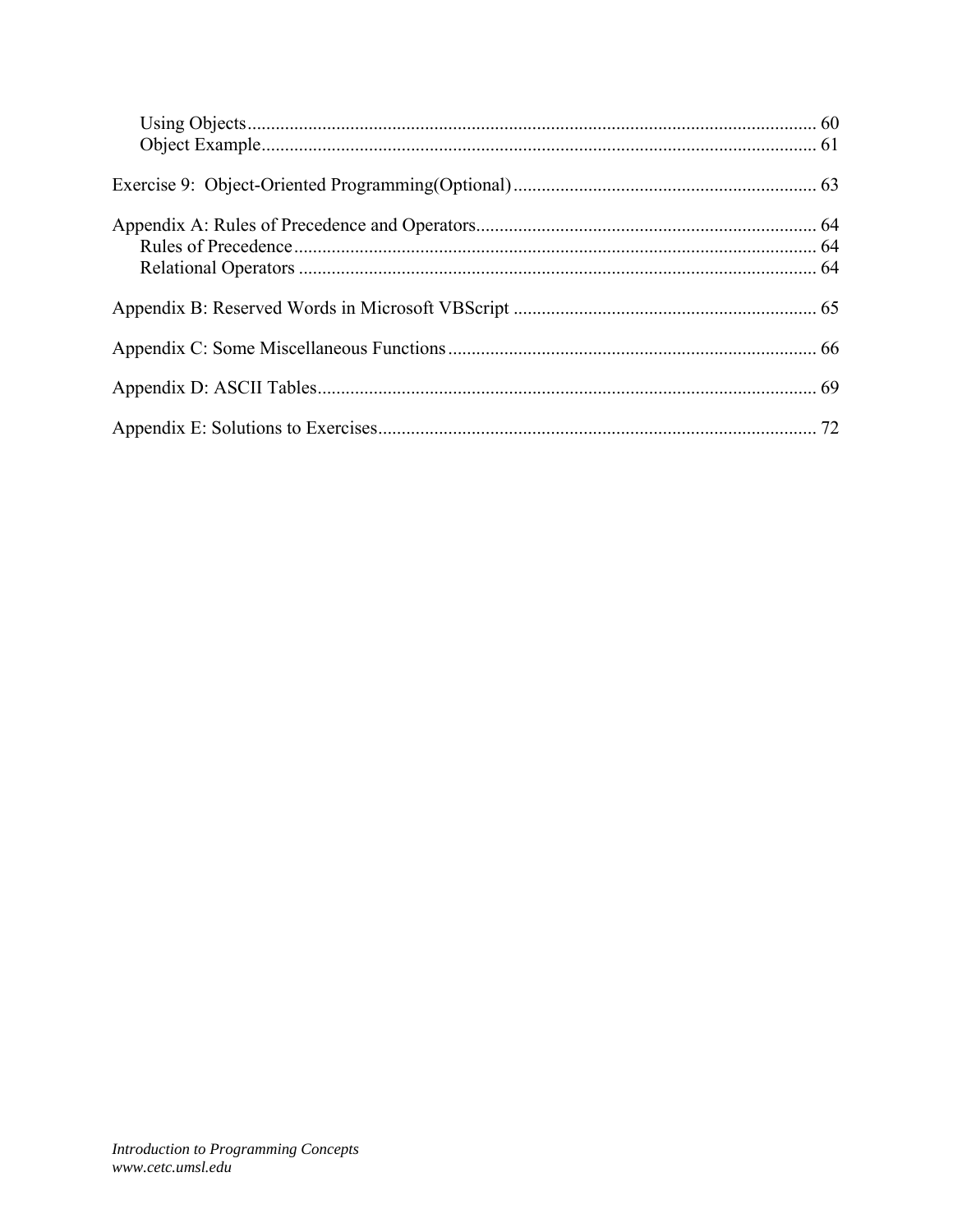Using Objects........................................................................................................................ 60
Object Example...................................................................................................................... 61

Exercise 9: Object-Oriented Programming(Optional)................................................................. 63

Appendix A: Rules of Precedence and Operators........................................................................ 64
Rules of Precedence............................................................................................................... 64
Relational Operators .............................................................................................................. 64

Appendix B: Reserved Words in Microsoft VBScript ................................................................ 65

Appendix C: Some Miscellaneous Functions.............................................................................. 66

Appendix D: ASCII Tables.......................................................................................................... 69

Appendix E: Solutions to Exercises............................................................................................. 72